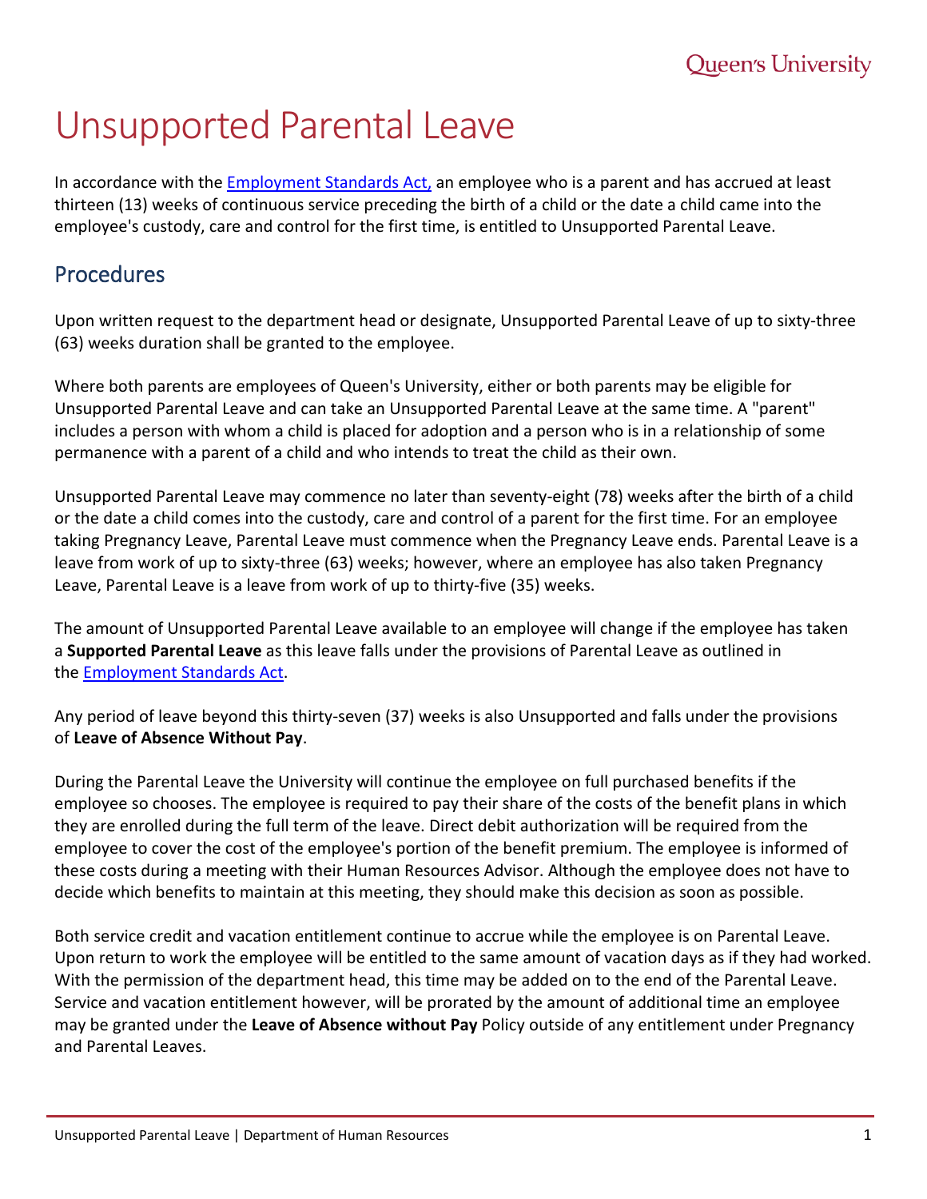# Unsupported Parental Leave

In accordance with the [Employment Standards Act,](#) an employee who is a parent and has accrued at least thirteen (13) weeks of continuous service preceding the birth of a child or the date a child came into the employee's custody, care and control for the first time, is entitled to Unsupported Parental Leave.

## Procedures

Upon written request to the department head or designate, Unsupported Parental Leave of up to sixty-three (63) weeks duration shall be granted to the employee.

Where both parents are employees of Queen's University, either or both parents may be eligible for Unsupported Parental Leave and can take an Unsupported Parental Leave at the same time. A "parent" includes a person with whom a child is placed for adoption and a person who is in a relationship of some permanence with a parent of a child and who intends to treat the child as their own.

Unsupported Parental Leave may commence no later than seventy-eight (78) weeks after the birth of a child or the date a child comes into the custody, care and control of a parent for the first time. For an employee taking Pregnancy Leave, Parental Leave must commence when the Pregnancy Leave ends. Parental Leave is a leave from work of up to sixty-three (63) weeks; however, where an employee has also taken Pregnancy Leave, Parental Leave is a leave from work of up to thirty-five (35) weeks.

The amount of Unsupported Parental Leave available to an employee will change if the employee has taken a **Supported Parental Leave** as this leave falls under the provisions of Parental Leave as outlined in the [Employment Standards Act](#).

Any period of leave beyond this thirty-seven (37) weeks is also Unsupported and falls under the provisions of **Leave of Absence Without Pay**.

During the Parental Leave the University will continue the employee on full purchased benefits if the employee so chooses. The employee is required to pay their share of the costs of the benefit plans in which they are enrolled during the full term of the leave. Direct debit authorization will be required from the employee to cover the cost of the employee's portion of the benefit premium. The employee is informed of these costs during a meeting with their Human Resources Advisor. Although the employee does not have to decide which benefits to maintain at this meeting, they should make this decision as soon as possible.

Both service credit and vacation entitlement continue to accrue while the employee is on Parental Leave. Upon return to work the employee will be entitled to the same amount of vacation days as if they had worked. With the permission of the department head, this time may be added on to the end of the Parental Leave. Service and vacation entitlement however, will be prorated by the amount of additional time an employee may be granted under the **Leave of Absence without Pay** Policy outside of any entitlement under Pregnancy and Parental Leaves.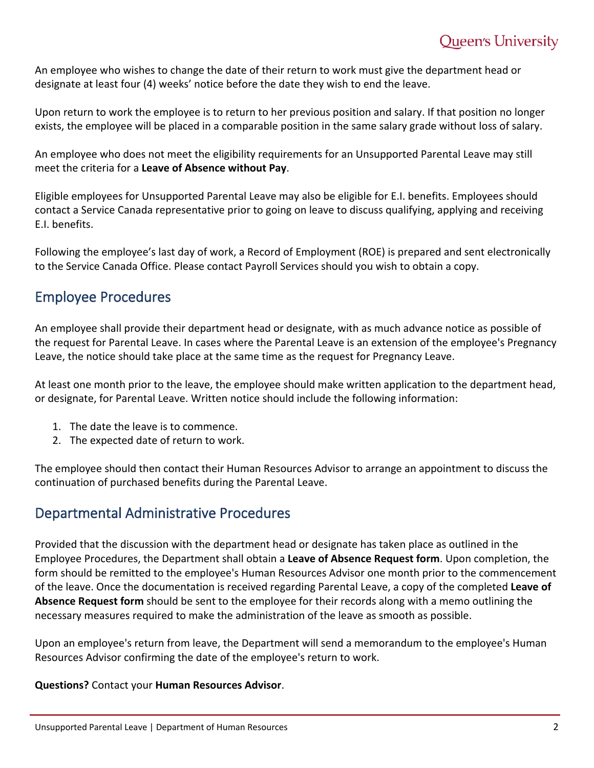An employee who wishes to change the date of their return to work must give the department head or designate at least four (4) weeks' notice before the date they wish to end the leave.

Upon return to work the employee is to return to her previous position and salary. If that position no longer exists, the employee will be placed in a comparable position in the same salary grade without loss of salary.

An employee who does not meet the eligibility requirements for an Unsupported Parental Leave may still meet the criteria for a **Leave of Absence without Pay**.

Eligible employees for Unsupported Parental Leave may also be eligible for E.I. benefits. Employees should contact a Service Canada representative prior to going on leave to discuss qualifying, applying and receiving E.I. benefits.

Following the employee's last day of work, a Record of Employment (ROE) is prepared and sent electronically to the Service Canada Office. Please contact Payroll Services should you wish to obtain a copy.

## Employee Procedures

An employee shall provide their department head or designate, with as much advance notice as possible of the request for Parental Leave. In cases where the Parental Leave is an extension of the employee's Pregnancy Leave, the notice should take place at the same time as the request for Pregnancy Leave.

At least one month prior to the leave, the employee should make written application to the department head, or designate, for Parental Leave. Written notice should include the following information:

1. The date the leave is to commence.
2. The expected date of return to work.

The employee should then contact their Human Resources Advisor to arrange an appointment to discuss the continuation of purchased benefits during the Parental Leave.

## Departmental Administrative Procedures

Provided that the discussion with the department head or designate has taken place as outlined in the Employee Procedures, the Department shall obtain a **Leave of Absence Request form**. Upon completion, the form should be remitted to the employee's Human Resources Advisor one month prior to the commencement of the leave. Once the documentation is received regarding Parental Leave, a copy of the completed **Leave of Absence Request form** should be sent to the employee for their records along with a memo outlining the necessary measures required to make the administration of the leave as smooth as possible.

Upon an employee's return from leave, the Department will send a memorandum to the employee's Human Resources Advisor confirming the date of the employee's return to work.

**Questions?** Contact your **Human Resources Advisor**.